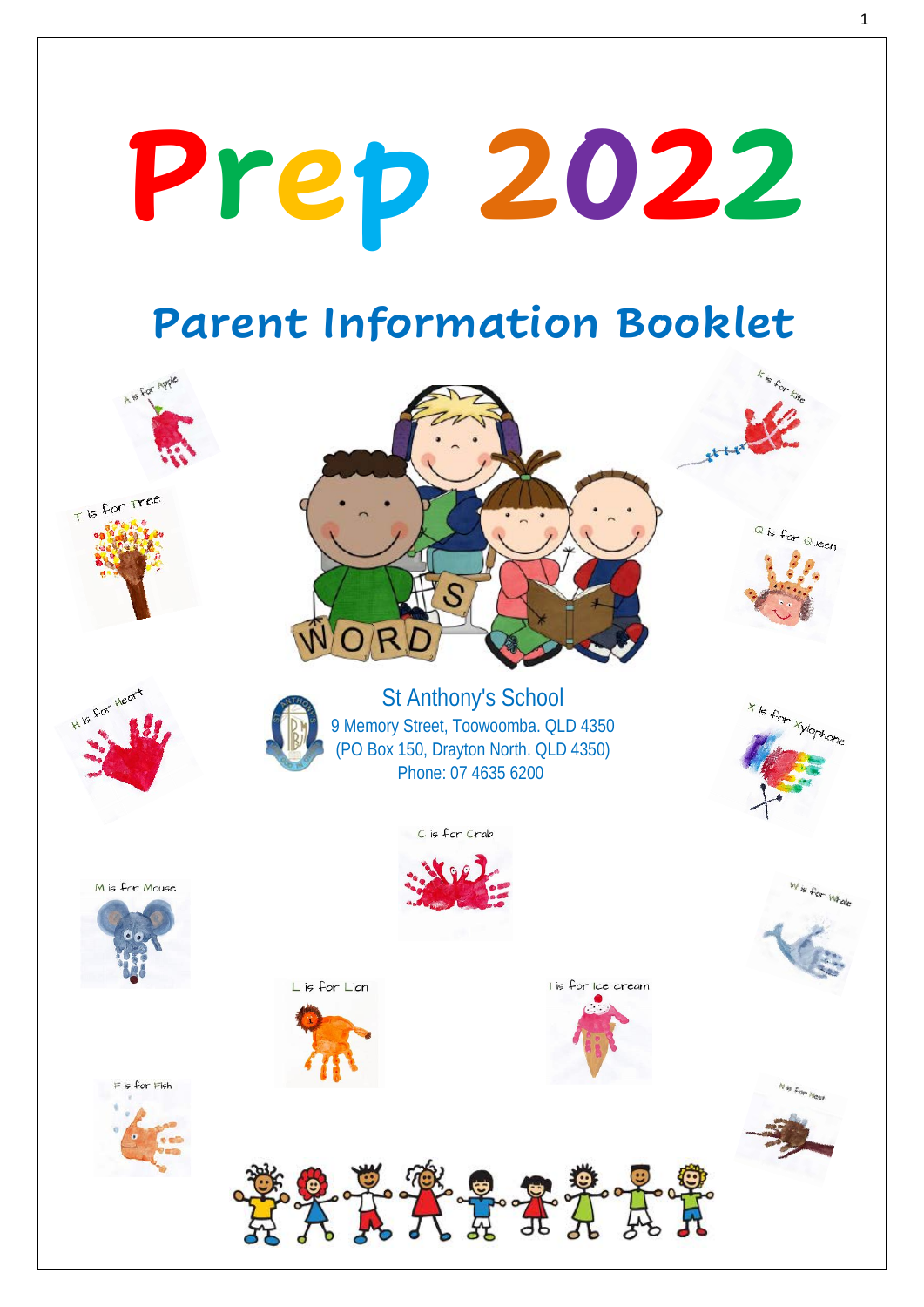# Prep 2022

## Parent Information Booklet

A is for Apple

T is for Tree

H is for Heart

M is for Mouse

F is for Fish

K is for Kite

Q is for Queen

X is for Xylophone

W is for Whale

N is for Nest

St Anthony's School
9 Memory Street, Toowoomba. QLD 4350
(PO Box 150, Drayton North. QLD 4350)
Phone: 07 4635 6200

C is for Crab

L is for Lion

I is for Ice cream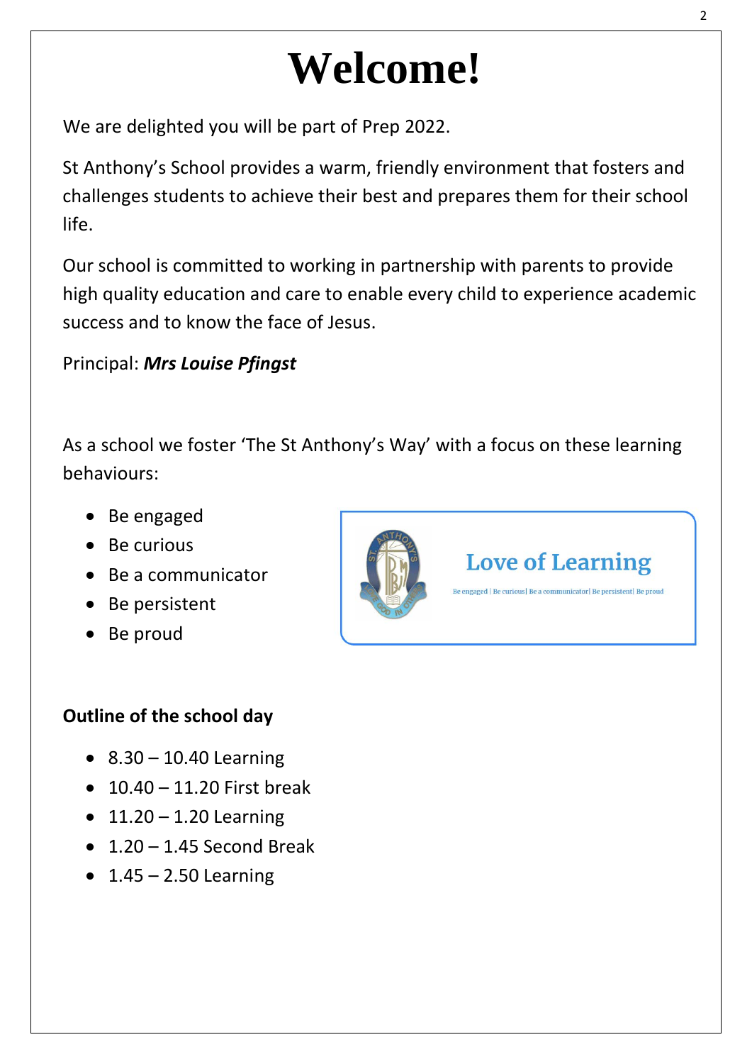# Welcome!

We are delighted you will be part of Prep 2022.

St Anthony's School provides a warm, friendly environment that fosters and challenges students to achieve their best and prepares them for their school life.

Our school is committed to working in partnership with parents to provide high quality education and care to enable every child to experience academic success and to know the face of Jesus.

Principal: ***Mrs Louise Pfingst***

As a school we foster 'The St Anthony's Way' with a focus on these learning behaviours:

- Be engaged
- Be curious
- Be a communicator
- Be persistent
- Be proud

**Love of Learning**

Be engaged | Be curious| Be a communicator| Be persistent| Be proud

**Outline of the school day**

- 8.30 – 10.40 Learning
- 10.40 – 11.20 First break
- 11.20 – 1.20 Learning
- 1.20 – 1.45 Second Break
- 1.45 – 2.50 Learning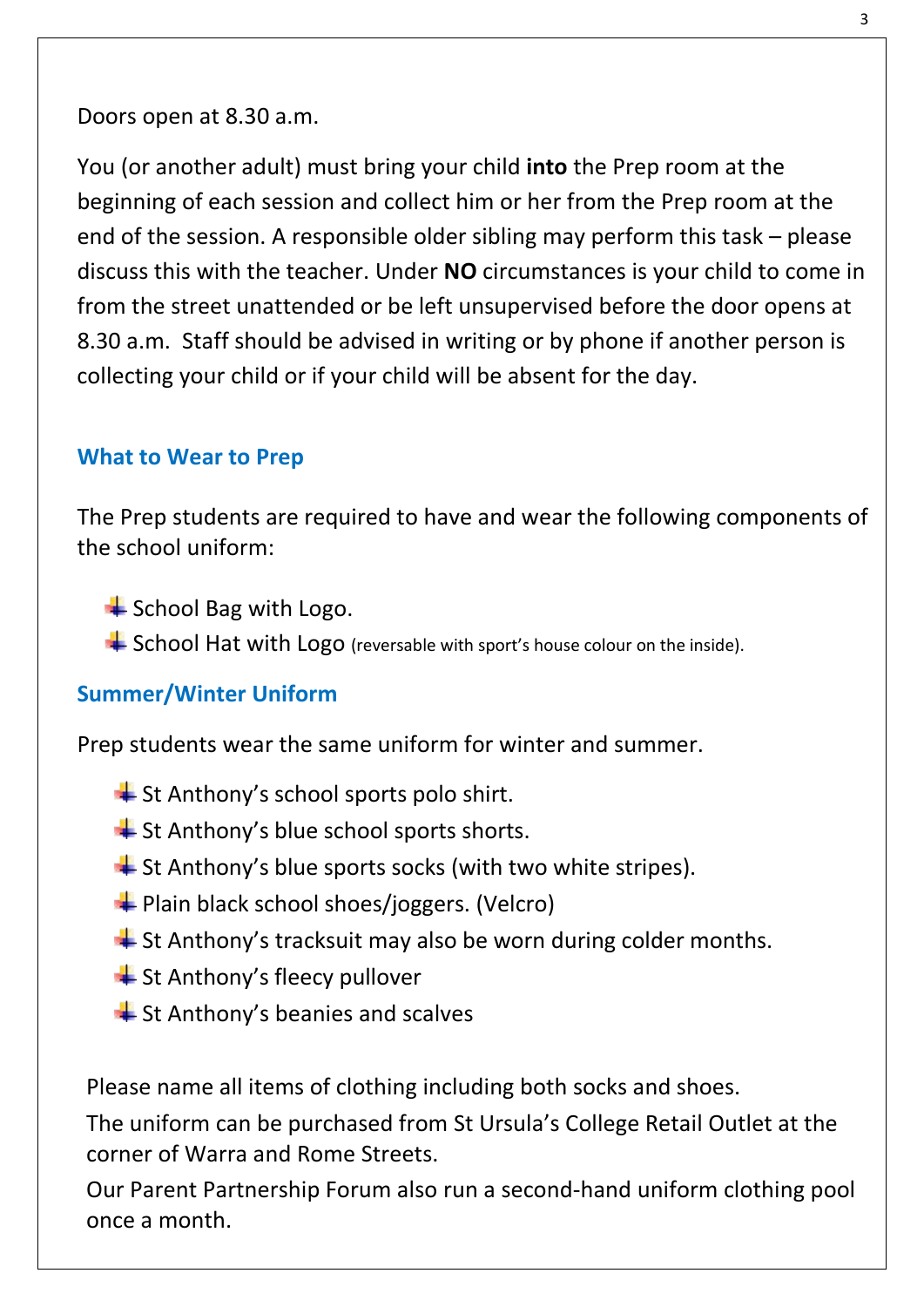Doors open at 8.30 a.m.

You (or another adult) must bring your child **into** the Prep room at the beginning of each session and collect him or her from the Prep room at the end of the session. A responsible older sibling may perform this task – please discuss this with the teacher. Under **NO** circumstances is your child to come in from the street unattended or be left unsupervised before the door opens at 8.30 a.m. Staff should be advised in writing or by phone if another person is collecting your child or if your child will be absent for the day.

## What to Wear to Prep

The Prep students are required to have and wear the following components of the school uniform:

- School Bag with Logo.
- School Hat with Logo (reversable with sport's house colour on the inside).

## Summer/Winter Uniform

Prep students wear the same uniform for winter and summer.

- St Anthony's school sports polo shirt.
- St Anthony's blue school sports shorts.
- St Anthony's blue sports socks (with two white stripes).
- Plain black school shoes/joggers. (Velcro)
- St Anthony's tracksuit may also be worn during colder months.
- St Anthony's fleecy pullover
- St Anthony's beanies and scalves

Please name all items of clothing including both socks and shoes.

The uniform can be purchased from St Ursula's College Retail Outlet at the corner of Warra and Rome Streets.

Our Parent Partnership Forum also run a second-hand uniform clothing pool once a month.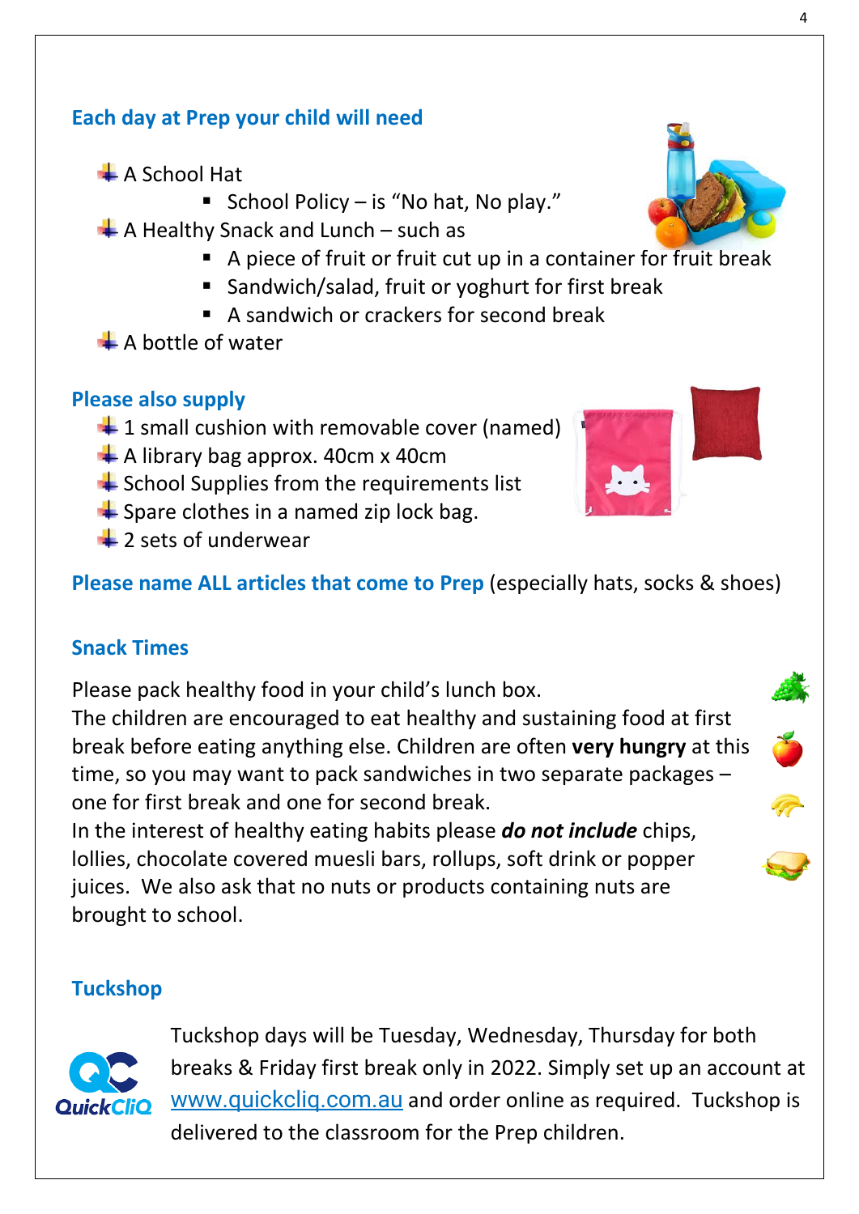## Each day at Prep your child will need

- A School Hat
  - School Policy – is "No hat, No play."
- A Healthy Snack and Lunch – such as
  - A piece of fruit or fruit cut up in a container for fruit break
  - Sandwich/salad, fruit or yoghurt for first break
  - A sandwich or crackers for second break
- A bottle of water

## Please also supply

- 1 small cushion with removable cover (named)
- A library bag approx. 40cm x 40cm
- School Supplies from the requirements list
- Spare clothes in a named zip lock bag.
- 2 sets of underwear

**Please name ALL articles that come to Prep** (especially hats, socks & shoes)

## Snack Times

Please pack healthy food in your child's lunch box.
The children are encouraged to eat healthy and sustaining food at first break before eating anything else. Children are often **very hungry** at this time, so you may want to pack sandwiches in two separate packages – one for first break and one for second break.
In the interest of healthy eating habits please ***do not include*** chips, lollies, chocolate covered muesli bars, rollups, soft drink or popper juices. We also ask that no nuts or products containing nuts are brought to school.

## Tuckshop

Tuckshop days will be Tuesday, Wednesday, Thursday for both breaks & Friday first break only in 2022. Simply set up an account at www.quickcliq.com.au and order online as required. Tuckshop is delivered to the classroom for the Prep children.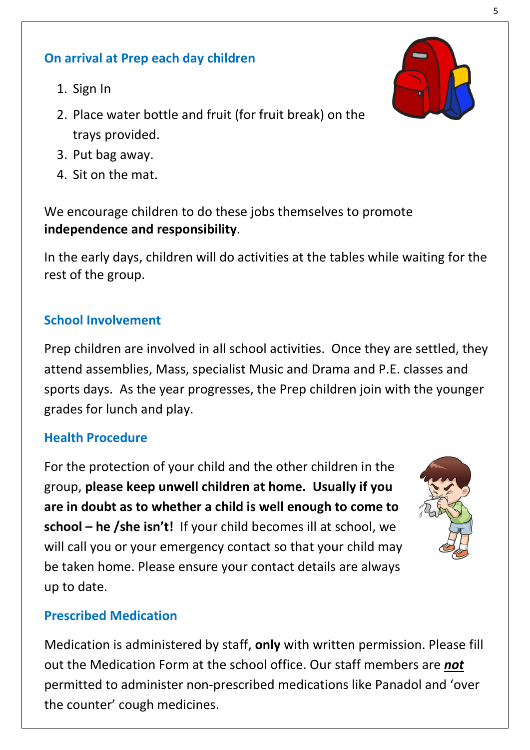## On arrival at Prep each day children

1. Sign In
2. Place water bottle and fruit (for fruit break) on the trays provided.
3. Put bag away.
4. Sit on the mat.

We encourage children to do these jobs themselves to promote **independence and responsibility**.

In the early days, children will do activities at the tables while waiting for the rest of the group.

## School Involvement

Prep children are involved in all school activities. Once they are settled, they attend assemblies, Mass, specialist Music and Drama and P.E. classes and sports days. As the year progresses, the Prep children join with the younger grades for lunch and play.

## Health Procedure

For the protection of your child and the other children in the group, **please keep unwell children at home. Usually if you are in doubt as to whether a child is well enough to come to school – he /she isn't!** If your child becomes ill at school, we will call you or your emergency contact so that your child may be taken home. Please ensure your contact details are always up to date.

## Prescribed Medication

Medication is administered by staff, **only** with written permission. Please fill out the Medication Form at the school office. Our staff members are ***not*** permitted to administer non-prescribed medications like Panadol and 'over the counter' cough medicines.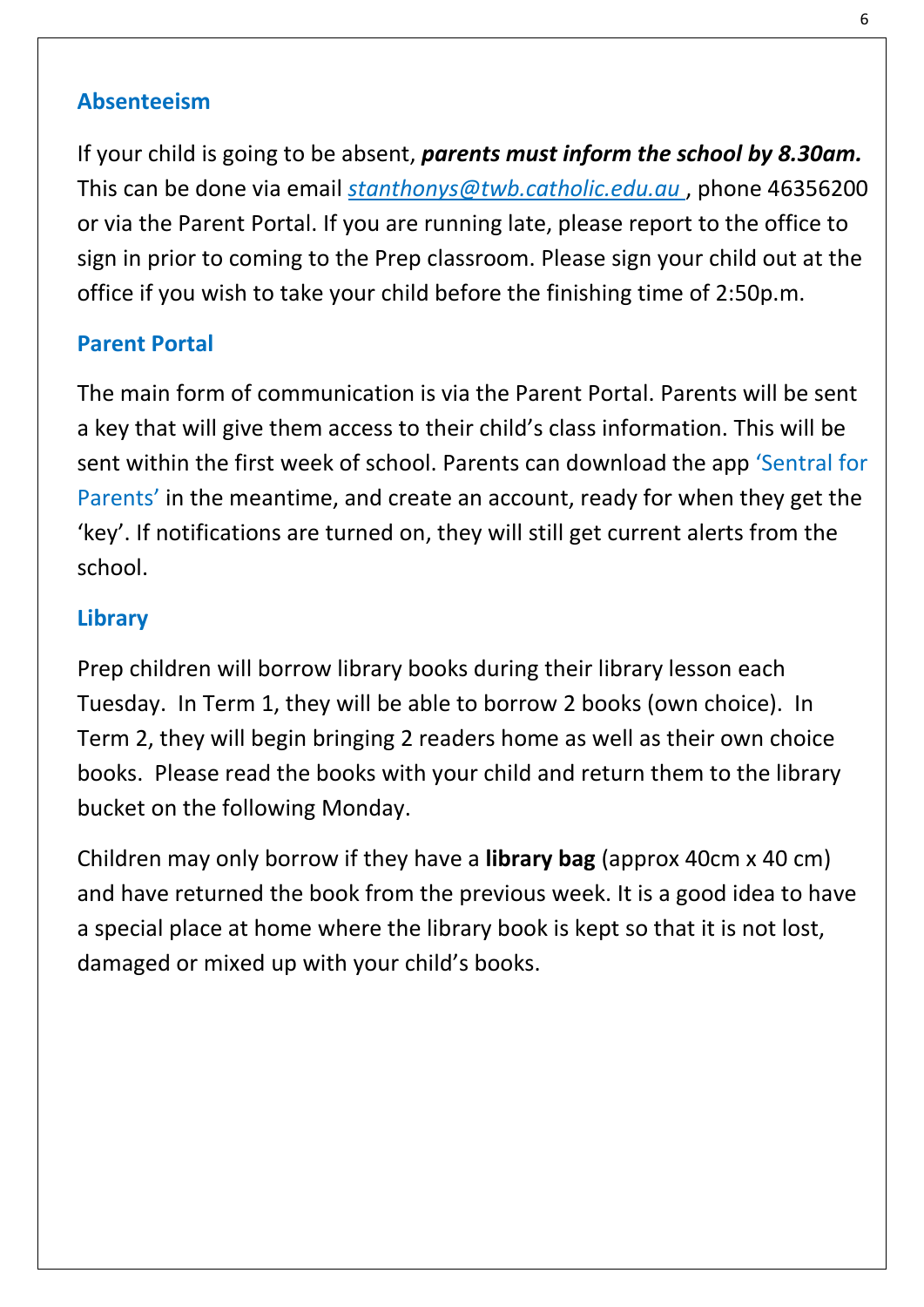## Absenteeism

If your child is going to be absent, ***parents must inform the school by 8.30am.*** This can be done via email *stanthonys@twb.catholic.edu.au* , phone 46356200 or via the Parent Portal. If you are running late, please report to the office to sign in prior to coming to the Prep classroom. Please sign your child out at the office if you wish to take your child before the finishing time of 2:50p.m.

## Parent Portal

The main form of communication is via the Parent Portal. Parents will be sent a key that will give them access to their child's class information. This will be sent within the first week of school. Parents can download the app 'Sentral for Parents' in the meantime, and create an account, ready for when they get the 'key'. If notifications are turned on, they will still get current alerts from the school.

## Library

Prep children will borrow library books during their library lesson each Tuesday. In Term 1, they will be able to borrow 2 books (own choice). In Term 2, they will begin bringing 2 readers home as well as their own choice books. Please read the books with your child and return them to the library bucket on the following Monday.

Children may only borrow if they have a **library bag** (approx 40cm x 40 cm) and have returned the book from the previous week. It is a good idea to have a special place at home where the library book is kept so that it is not lost, damaged or mixed up with your child's books.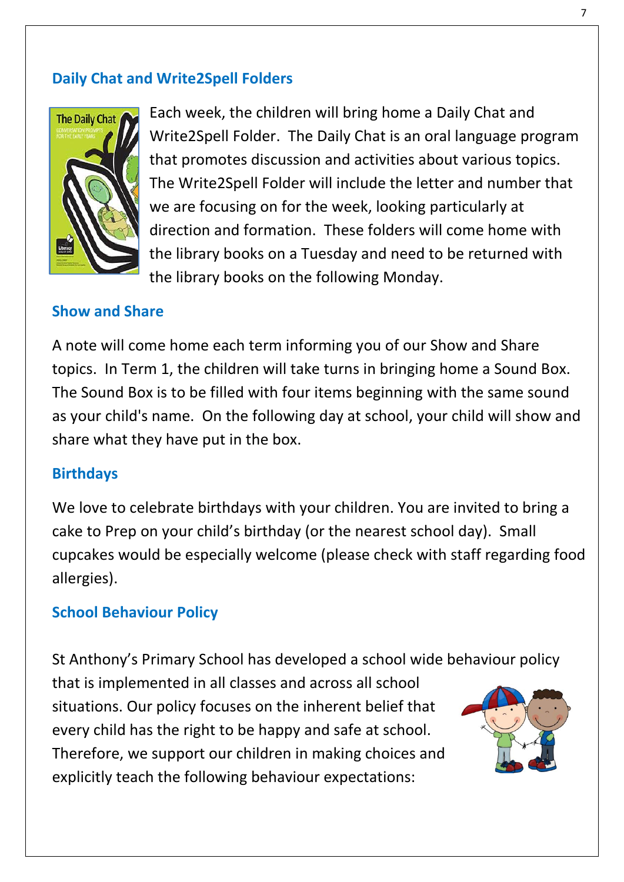## Daily Chat and Write2Spell Folders

Each week, the children will bring home a Daily Chat and Write2Spell Folder. The Daily Chat is an oral language program that promotes discussion and activities about various topics. The Write2Spell Folder will include the letter and number that we are focusing on for the week, looking particularly at direction and formation. These folders will come home with the library books on a Tuesday and need to be returned with the library books on the following Monday.

## Show and Share

A note will come home each term informing you of our Show and Share topics. In Term 1, the children will take turns in bringing home a Sound Box. The Sound Box is to be filled with four items beginning with the same sound as your child's name. On the following day at school, your child will show and share what they have put in the box.

## Birthdays

We love to celebrate birthdays with your children. You are invited to bring a cake to Prep on your child's birthday (or the nearest school day). Small cupcakes would be especially welcome (please check with staff regarding food allergies).

## School Behaviour Policy

St Anthony's Primary School has developed a school wide behaviour policy that is implemented in all classes and across all school situations. Our policy focuses on the inherent belief that every child has the right to be happy and safe at school. Therefore, we support our children in making choices and explicitly teach the following behaviour expectations: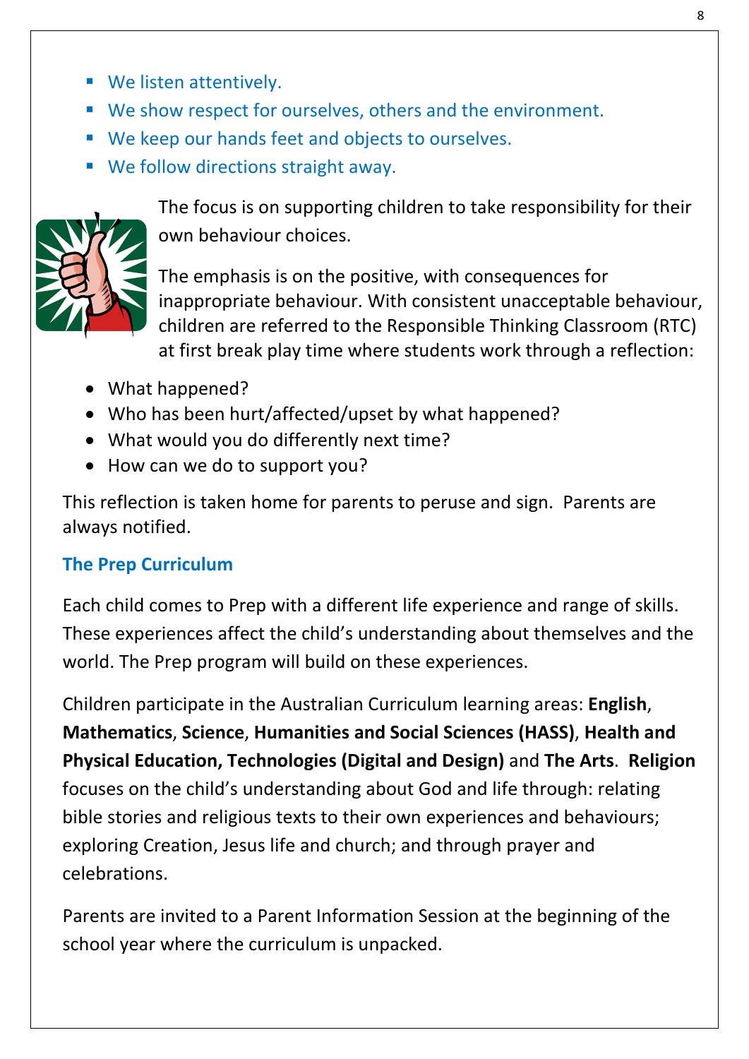- We listen attentively.
- We show respect for ourselves, others and the environment.
- We keep our hands feet and objects to ourselves.
- We follow directions straight away.

The focus is on supporting children to take responsibility for their own behaviour choices.

The emphasis is on the positive, with consequences for inappropriate behaviour. With consistent unacceptable behaviour, children are referred to the Responsible Thinking Classroom (RTC) at first break play time where students work through a reflection:

- What happened?
- Who has been hurt/affected/upset by what happened?
- What would you do differently next time?
- How can we do to support you?

This reflection is taken home for parents to peruse and sign. Parents are always notified.

### The Prep Curriculum

Each child comes to Prep with a different life experience and range of skills. These experiences affect the child's understanding about themselves and the world. The Prep program will build on these experiences.

Children participate in the Australian Curriculum learning areas: **English**, **Mathematics**, **Science**, **Humanities and Social Sciences (HASS)**, **Health and Physical Education, Technologies (Digital and Design)** and **The Arts**. **Religion** focuses on the child's understanding about God and life through: relating bible stories and religious texts to their own experiences and behaviours; exploring Creation, Jesus life and church; and through prayer and celebrations.

Parents are invited to a Parent Information Session at the beginning of the school year where the curriculum is unpacked.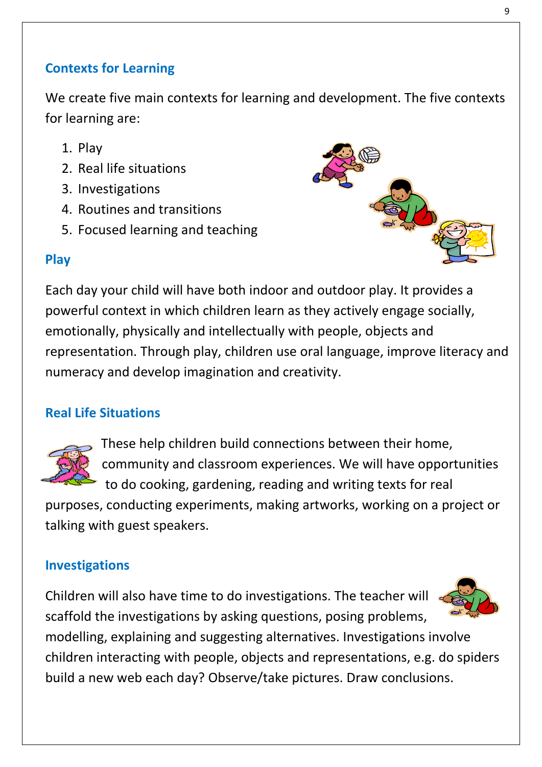## Contexts for Learning

We create five main contexts for learning and development. The five contexts for learning are:

1. Play
2. Real life situations
3. Investigations
4. Routines and transitions
5. Focused learning and teaching

## Play

Each day your child will have both indoor and outdoor play. It provides a powerful context in which children learn as they actively engage socially, emotionally, physically and intellectually with people, objects and representation. Through play, children use oral language, improve literacy and numeracy and develop imagination and creativity.

## Real Life Situations

These help children build connections between their home, community and classroom experiences. We will have opportunities to do cooking, gardening, reading and writing texts for real purposes, conducting experiments, making artworks, working on a project or talking with guest speakers.

## Investigations

Children will also have time to do investigations. The teacher will scaffold the investigations by asking questions, posing problems, modelling, explaining and suggesting alternatives. Investigations involve children interacting with people, objects and representations, e.g. do spiders build a new web each day? Observe/take pictures. Draw conclusions.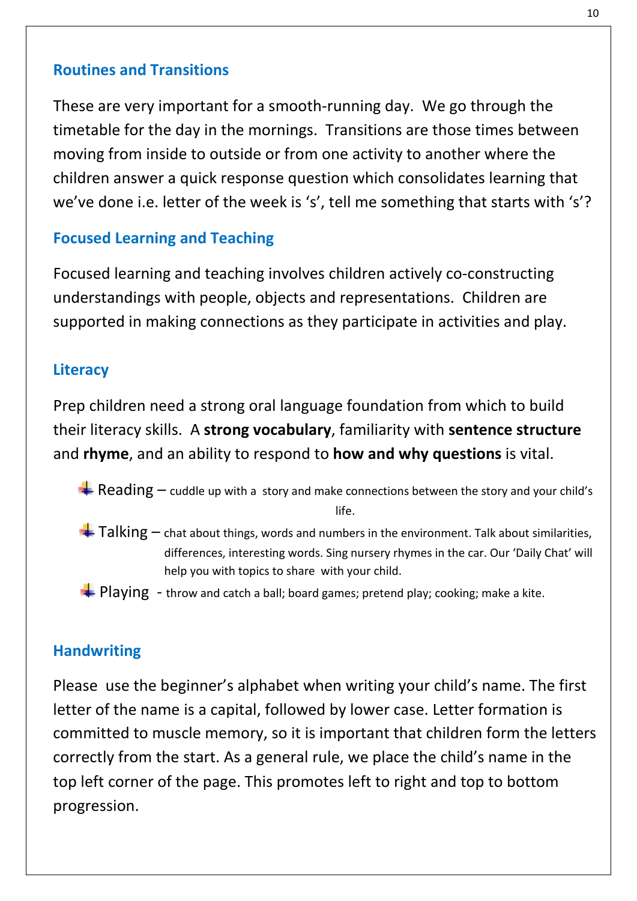## Routines and Transitions

These are very important for a smooth-running day. We go through the timetable for the day in the mornings. Transitions are those times between moving from inside to outside or from one activity to another where the children answer a quick response question which consolidates learning that we've done i.e. letter of the week is 's', tell me something that starts with 's'?

## Focused Learning and Teaching

Focused learning and teaching involves children actively co-constructing understandings with people, objects and representations. Children are supported in making connections as they participate in activities and play.

## Literacy

Prep children need a strong oral language foundation from which to build their literacy skills. A **strong vocabulary**, familiarity with **sentence structure** and **rhyme**, and an ability to respond to **how and why questions** is vital.

- Reading – cuddle up with a story and make connections between the story and your child's life.
- Talking – chat about things, words and numbers in the environment. Talk about similarities, differences, interesting words. Sing nursery rhymes in the car. Our 'Daily Chat' will help you with topics to share with your child.
- Playing - throw and catch a ball; board games; pretend play; cooking; make a kite.

## Handwriting

Please use the beginner's alphabet when writing your child's name. The first letter of the name is a capital, followed by lower case. Letter formation is committed to muscle memory, so it is important that children form the letters correctly from the start. As a general rule, we place the child's name in the top left corner of the page. This promotes left to right and top to bottom progression.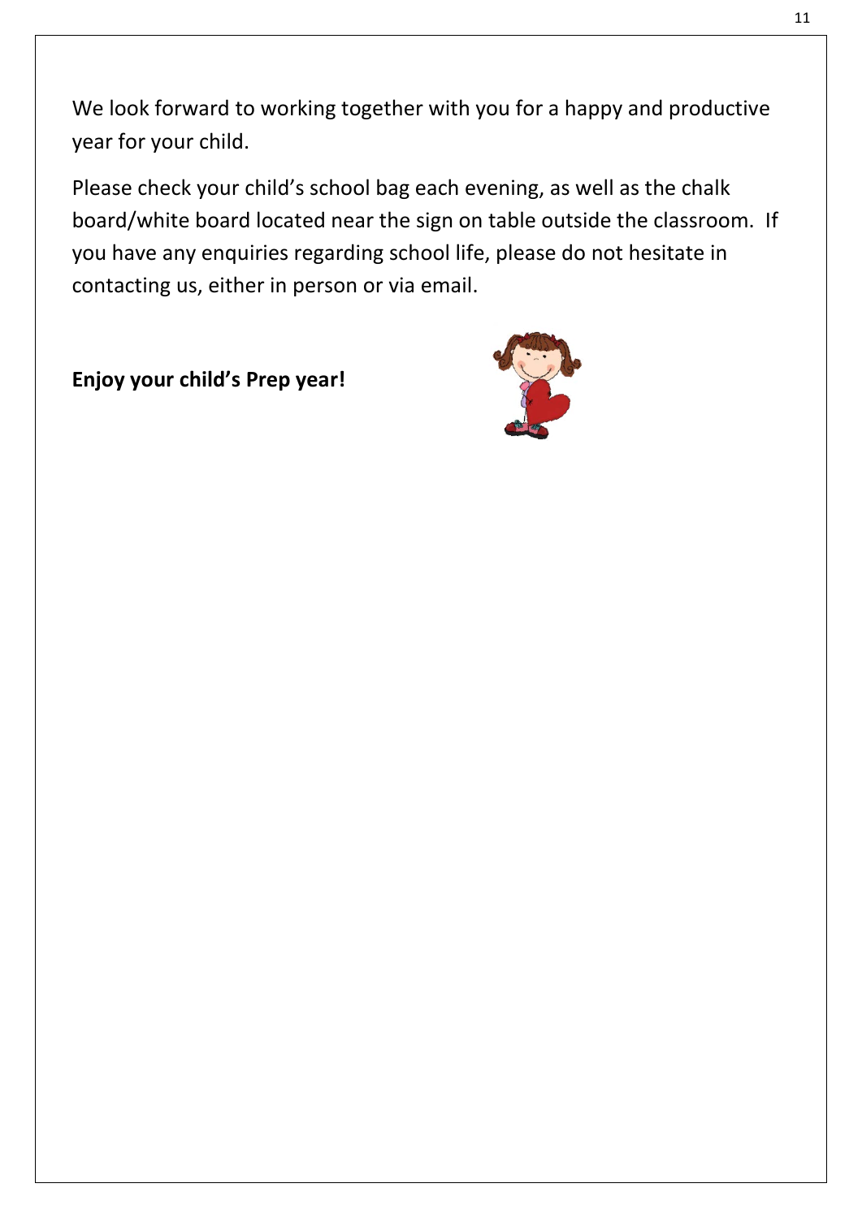We look forward to working together with you for a happy and productive year for your child.

Please check your child's school bag each evening, as well as the chalk board/white board located near the sign on table outside the classroom.  If you have any enquiries regarding school life, please do not hesitate in contacting us, either in person or via email.

**Enjoy your child's Prep year!**